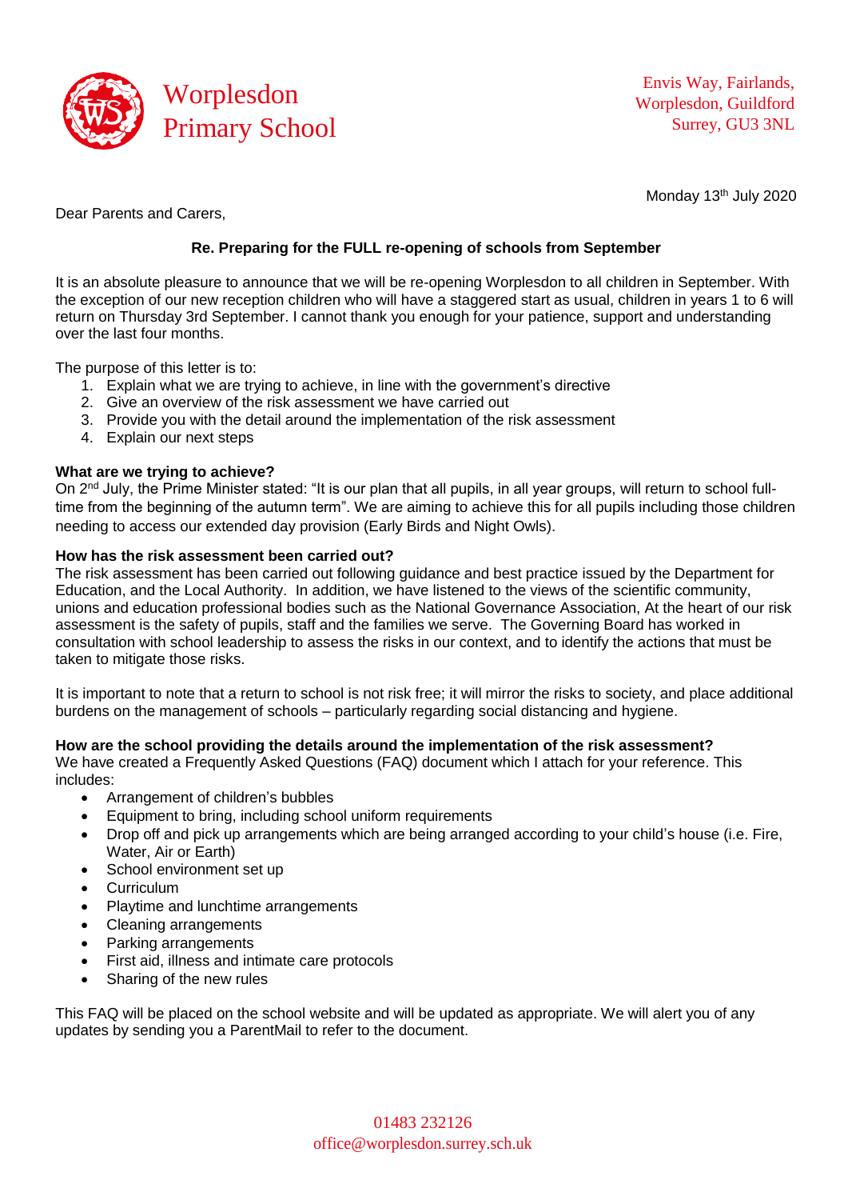# Worplesdon Primary School

Envis Way, Fairlands,
Worplesdon, Guildford
Surrey, GU3 3NL

Monday 13th July 2020

Dear Parents and Carers,

**Re. Preparing for the FULL re-opening of schools from September**

It is an absolute pleasure to announce that we will be re-opening Worplesdon to all children in September. With the exception of our new reception children who will have a staggered start as usual, children in years 1 to 6 will return on Thursday 3rd September. I cannot thank you enough for your patience, support and understanding over the last four months.

The purpose of this letter is to:

1. Explain what we are trying to achieve, in line with the government's directive
2. Give an overview of the risk assessment we have carried out
3. Provide you with the detail around the implementation of the risk assessment
4. Explain our next steps

**What are we trying to achieve?**

On 2nd July, the Prime Minister stated: "It is our plan that all pupils, in all year groups, will return to school full-time from the beginning of the autumn term". We are aiming to achieve this for all pupils including those children needing to access our extended day provision (Early Birds and Night Owls).

**How has the risk assessment been carried out?**

The risk assessment has been carried out following guidance and best practice issued by the Department for Education, and the Local Authority. In addition, we have listened to the views of the scientific community, unions and education professional bodies such as the National Governance Association, At the heart of our risk assessment is the safety of pupils, staff and the families we serve. The Governing Board has worked in consultation with school leadership to assess the risks in our context, and to identify the actions that must be taken to mitigate those risks.

It is important to note that a return to school is not risk free; it will mirror the risks to society, and place additional burdens on the management of schools – particularly regarding social distancing and hygiene.

**How are the school providing the details around the implementation of the risk assessment?**

We have created a Frequently Asked Questions (FAQ) document which I attach for your reference. This includes:

- Arrangement of children's bubbles
- Equipment to bring, including school uniform requirements
- Drop off and pick up arrangements which are being arranged according to your child's house (i.e. Fire, Water, Air or Earth)
- School environment set up
- Curriculum
- Playtime and lunchtime arrangements
- Cleaning arrangements
- Parking arrangements
- First aid, illness and intimate care protocols
- Sharing of the new rules

This FAQ will be placed on the school website and will be updated as appropriate. We will alert you of any updates by sending you a ParentMail to refer to the document.

01483 232126
office@worplesdon.surrey.sch.uk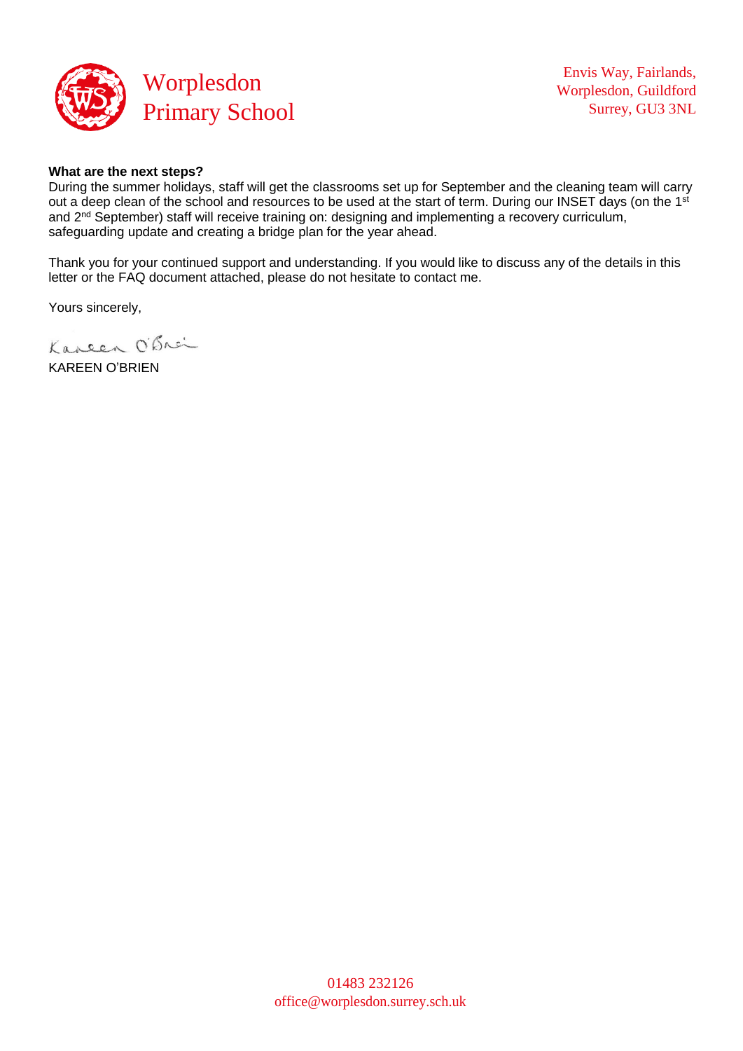**What are the next steps?**

During the summer holidays, staff will get the classrooms set up for September and the cleaning team will carry out a deep clean of the school and resources to be used at the start of term. During our INSET days (on the 1st and 2nd September) staff will receive training on: designing and implementing a recovery curriculum, safeguarding update and creating a bridge plan for the year ahead.

Thank you for your continued support and understanding. If you would like to discuss any of the details in this letter or the FAQ document attached, please do not hesitate to contact me.

Yours sincerely,

KAREEN O'BRIEN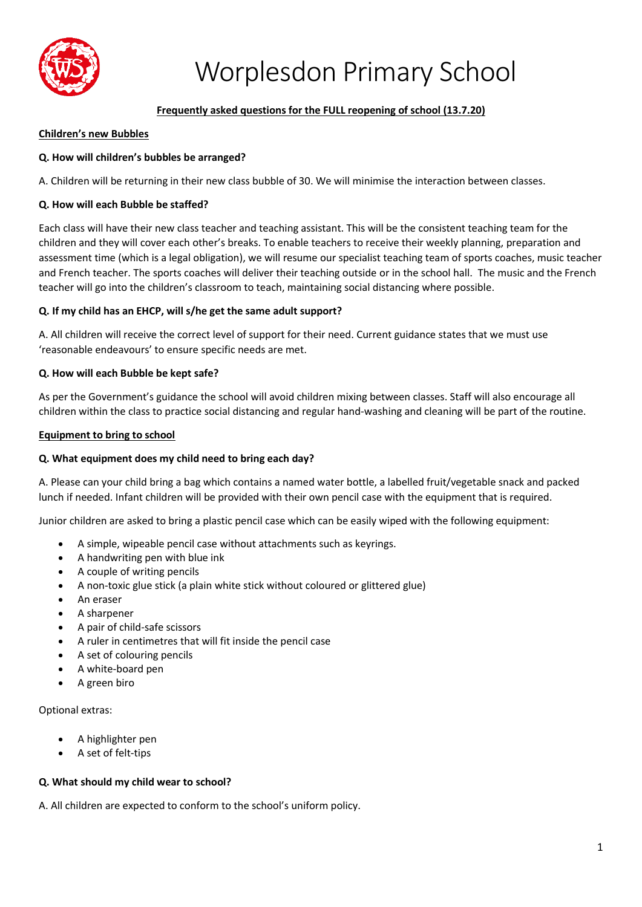# Worplesdon Primary School

**Frequently asked questions for the FULL reopening of school (13.7.20)**

## Children's new Bubbles

**Q. How will children's bubbles be arranged?**

A. Children will be returning in their new class bubble of 30. We will minimise the interaction between classes.

**Q. How will each Bubble be staffed?**

Each class will have their new class teacher and teaching assistant. This will be the consistent teaching team for the children and they will cover each other's breaks. To enable teachers to receive their weekly planning, preparation and assessment time (which is a legal obligation), we will resume our specialist teaching team of sports coaches, music teacher and French teacher. The sports coaches will deliver their teaching outside or in the school hall. The music and the French teacher will go into the children's classroom to teach, maintaining social distancing where possible.

**Q. If my child has an EHCP, will s/he get the same adult support?**

A. All children will receive the correct level of support for their need. Current guidance states that we must use 'reasonable endeavours' to ensure specific needs are met.

**Q. How will each Bubble be kept safe?**

As per the Government's guidance the school will avoid children mixing between classes. Staff will also encourage all children within the class to practice social distancing and regular hand-washing and cleaning will be part of the routine.

## Equipment to bring to school

**Q. What equipment does my child need to bring each day?**

A. Please can your child bring a bag which contains a named water bottle, a labelled fruit/vegetable snack and packed lunch if needed. Infant children will be provided with their own pencil case with the equipment that is required.

Junior children are asked to bring a plastic pencil case which can be easily wiped with the following equipment:

- A simple, wipeable pencil case without attachments such as keyrings.
- A handwriting pen with blue ink
- A couple of writing pencils
- A non-toxic glue stick (a plain white stick without coloured or glittered glue)
- An eraser
- A sharpener
- A pair of child-safe scissors
- A ruler in centimetres that will fit inside the pencil case
- A set of colouring pencils
- A white-board pen
- A green biro

Optional extras:

- A highlighter pen
- A set of felt-tips

**Q. What should my child wear to school?**

A. All children are expected to conform to the school's uniform policy.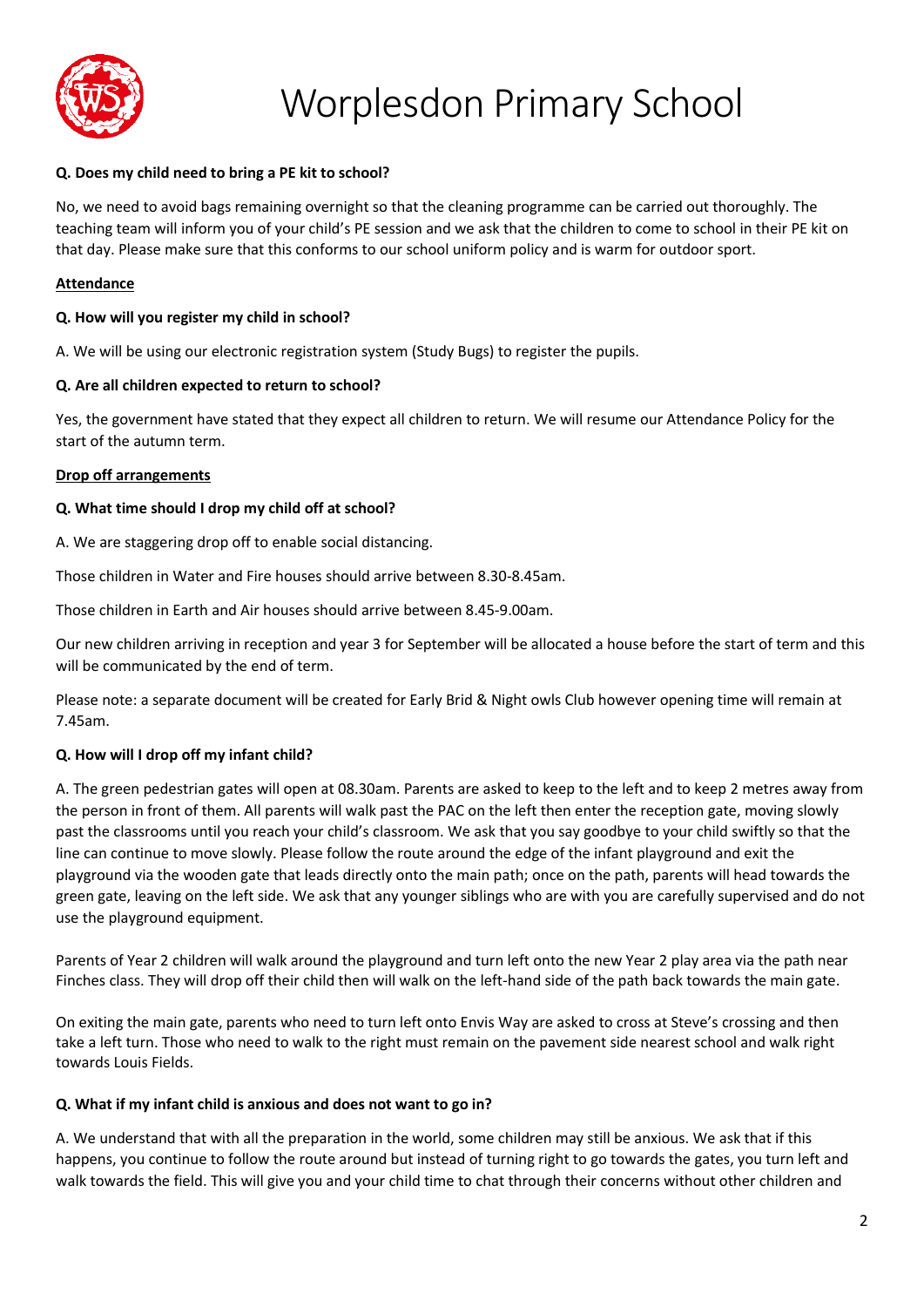# Worplesdon Primary School

**Q. Does my child need to bring a PE kit to school?**

No, we need to avoid bags remaining overnight so that the cleaning programme can be carried out thoroughly. The teaching team will inform you of your child's PE session and we ask that the children to come to school in their PE kit on that day. Please make sure that this conforms to our school uniform policy and is warm for outdoor sport.

**Attendance**

**Q. How will you register my child in school?**

A. We will be using our electronic registration system (Study Bugs) to register the pupils.

**Q. Are all children expected to return to school?**

Yes, the government have stated that they expect all children to return. We will resume our Attendance Policy for the start of the autumn term.

**Drop off arrangements**

**Q. What time should I drop my child off at school?**

A. We are staggering drop off to enable social distancing.

Those children in Water and Fire houses should arrive between 8.30-8.45am.

Those children in Earth and Air houses should arrive between 8.45-9.00am.

Our new children arriving in reception and year 3 for September will be allocated a house before the start of term and this will be communicated by the end of term.

Please note: a separate document will be created for Early Brid & Night owls Club however opening time will remain at 7.45am.

**Q. How will I drop off my infant child?**

A. The green pedestrian gates will open at 08.30am. Parents are asked to keep to the left and to keep 2 metres away from the person in front of them. All parents will walk past the PAC on the left then enter the reception gate, moving slowly past the classrooms until you reach your child's classroom. We ask that you say goodbye to your child swiftly so that the line can continue to move slowly. Please follow the route around the edge of the infant playground and exit the playground via the wooden gate that leads directly onto the main path; once on the path, parents will head towards the green gate, leaving on the left side. We ask that any younger siblings who are with you are carefully supervised and do not use the playground equipment.

Parents of Year 2 children will walk around the playground and turn left onto the new Year 2 play area via the path near Finches class. They will drop off their child then will walk on the left-hand side of the path back towards the main gate.

On exiting the main gate, parents who need to turn left onto Envis Way are asked to cross at Steve's crossing and then take a left turn. Those who need to walk to the right must remain on the pavement side nearest school and walk right towards Louis Fields.

**Q. What if my infant child is anxious and does not want to go in?**

A. We understand that with all the preparation in the world, some children may still be anxious. We ask that if this happens, you continue to follow the route around but instead of turning right to go towards the gates, you turn left and walk towards the field. This will give you and your child time to chat through their concerns without other children and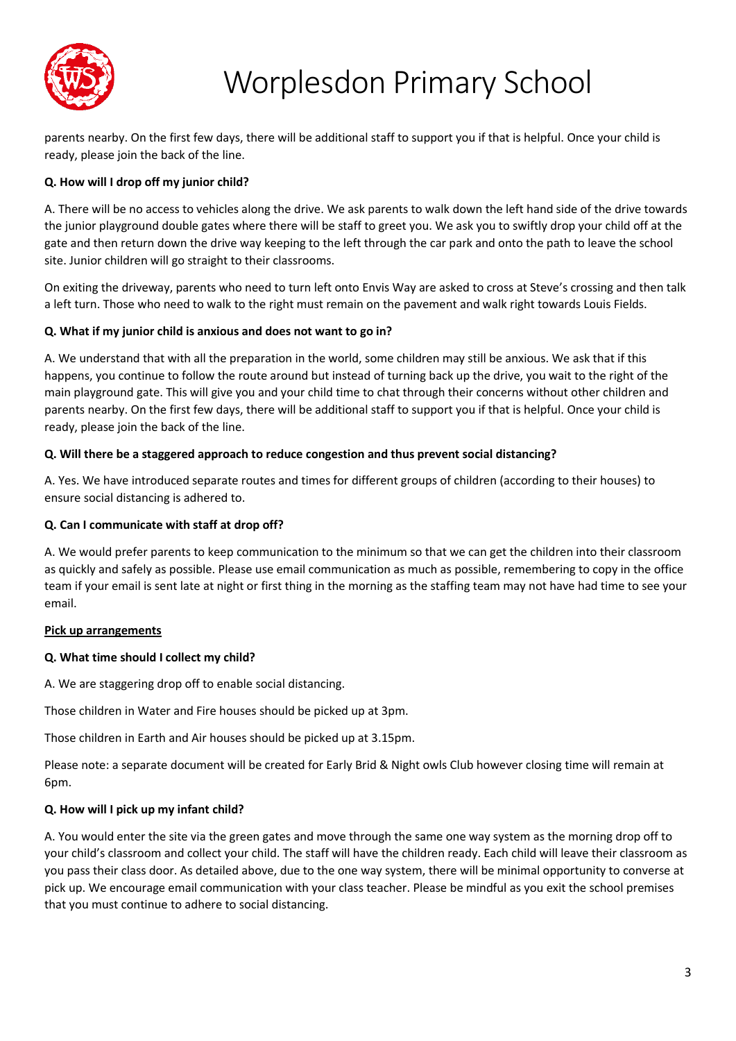parents nearby. On the first few days, there will be additional staff to support you if that is helpful. Once your child is ready, please join the back of the line.

**Q. How will I drop off my junior child?**

A. There will be no access to vehicles along the drive. We ask parents to walk down the left hand side of the drive towards the junior playground double gates where there will be staff to greet you. We ask you to swiftly drop your child off at the gate and then return down the drive way keeping to the left through the car park and onto the path to leave the school site. Junior children will go straight to their classrooms.

On exiting the driveway, parents who need to turn left onto Envis Way are asked to cross at Steve's crossing and then talk a left turn. Those who need to walk to the right must remain on the pavement and walk right towards Louis Fields.

**Q. What if my junior child is anxious and does not want to go in?**

A. We understand that with all the preparation in the world, some children may still be anxious. We ask that if this happens, you continue to follow the route around but instead of turning back up the drive, you wait to the right of the main playground gate. This will give you and your child time to chat through their concerns without other children and parents nearby. On the first few days, there will be additional staff to support you if that is helpful. Once your child is ready, please join the back of the line.

**Q. Will there be a staggered approach to reduce congestion and thus prevent social distancing?**

A. Yes. We have introduced separate routes and times for different groups of children (according to their houses) to ensure social distancing is adhered to.

**Q. Can I communicate with staff at drop off?**

A. We would prefer parents to keep communication to the minimum so that we can get the children into their classroom as quickly and safely as possible. Please use email communication as much as possible, remembering to copy in the office team if your email is sent late at night or first thing in the morning as the staffing team may not have had time to see your email.

**<u>Pick up arrangements</u>**

**Q. What time should I collect my child?**

A. We are staggering drop off to enable social distancing.

Those children in Water and Fire houses should be picked up at 3pm.

Those children in Earth and Air houses should be picked up at 3.15pm.

Please note: a separate document will be created for Early Brid & Night owls Club however closing time will remain at 6pm.

**Q. How will I pick up my infant child?**

A. You would enter the site via the green gates and move through the same one way system as the morning drop off to your child's classroom and collect your child. The staff will have the children ready. Each child will leave their classroom as you pass their class door. As detailed above, due to the one way system, there will be minimal opportunity to converse at pick up. We encourage email communication with your class teacher. Please be mindful as you exit the school premises that you must continue to adhere to social distancing.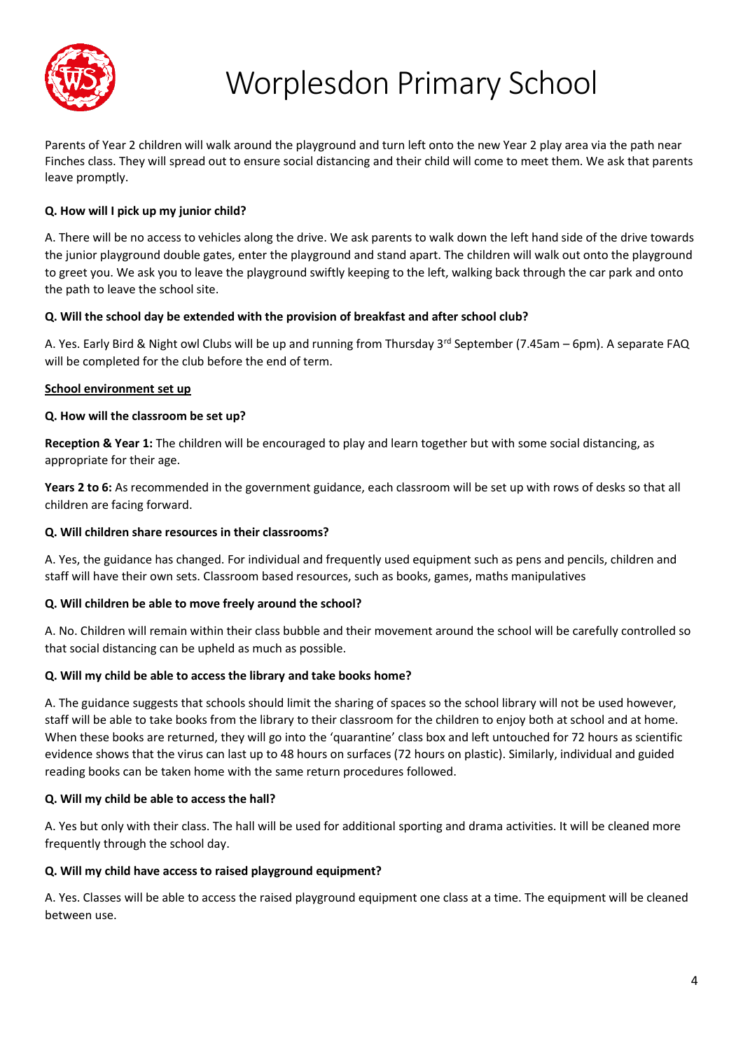Parents of Year 2 children will walk around the playground and turn left onto the new Year 2 play area via the path near Finches class. They will spread out to ensure social distancing and their child will come to meet them. We ask that parents leave promptly.

**Q. How will I pick up my junior child?**

A. There will be no access to vehicles along the drive. We ask parents to walk down the left hand side of the drive towards the junior playground double gates, enter the playground and stand apart. The children will walk out onto the playground to greet you. We ask you to leave the playground swiftly keeping to the left, walking back through the car park and onto the path to leave the school site.

**Q. Will the school day be extended with the provision of breakfast and after school club?**

A. Yes. Early Bird & Night owl Clubs will be up and running from Thursday 3rd September (7.45am – 6pm). A separate FAQ will be completed for the club before the end of term.

**School environment set up**

**Q. How will the classroom be set up?**

**Reception & Year 1:** The children will be encouraged to play and learn together but with some social distancing, as appropriate for their age.

**Years 2 to 6:** As recommended in the government guidance, each classroom will be set up with rows of desks so that all children are facing forward.

**Q. Will children share resources in their classrooms?**

A. Yes, the guidance has changed. For individual and frequently used equipment such as pens and pencils, children and staff will have their own sets. Classroom based resources, such as books, games, maths manipulatives

**Q. Will children be able to move freely around the school?**

A. No. Children will remain within their class bubble and their movement around the school will be carefully controlled so that social distancing can be upheld as much as possible.

**Q. Will my child be able to access the library and take books home?**

A. The guidance suggests that schools should limit the sharing of spaces so the school library will not be used however, staff will be able to take books from the library to their classroom for the children to enjoy both at school and at home. When these books are returned, they will go into the 'quarantine' class box and left untouched for 72 hours as scientific evidence shows that the virus can last up to 48 hours on surfaces (72 hours on plastic). Similarly, individual and guided reading books can be taken home with the same return procedures followed.

**Q. Will my child be able to access the hall?**

A. Yes but only with their class. The hall will be used for additional sporting and drama activities. It will be cleaned more frequently through the school day.

**Q. Will my child have access to raised playground equipment?**

A. Yes. Classes will be able to access the raised playground equipment one class at a time. The equipment will be cleaned between use.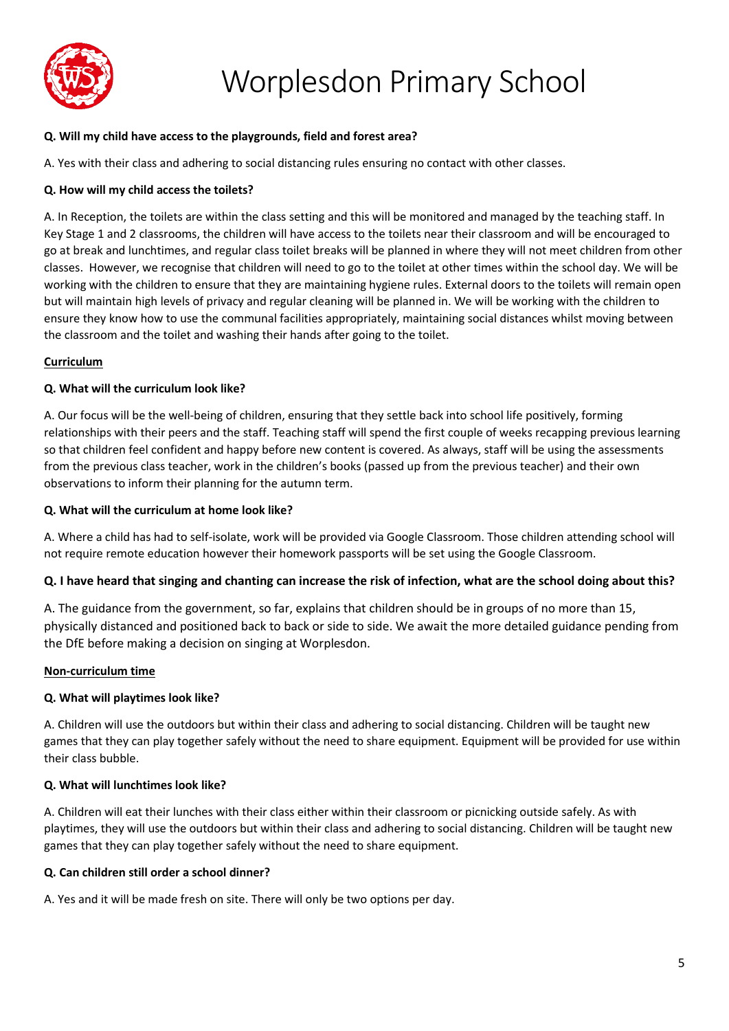**Q. Will my child have access to the playgrounds, field and forest area?**

A. Yes with their class and adhering to social distancing rules ensuring no contact with other classes.

**Q. How will my child access the toilets?**

A. In Reception, the toilets are within the class setting and this will be monitored and managed by the teaching staff. In Key Stage 1 and 2 classrooms, the children will have access to the toilets near their classroom and will be encouraged to go at break and lunchtimes, and regular class toilet breaks will be planned in where they will not meet children from other classes. However, we recognise that children will need to go to the toilet at other times within the school day. We will be working with the children to ensure that they are maintaining hygiene rules. External doors to the toilets will remain open but will maintain high levels of privacy and regular cleaning will be planned in. We will be working with the children to ensure they know how to use the communal facilities appropriately, maintaining social distances whilst moving between the classroom and the toilet and washing their hands after going to the toilet.

**<u>Curriculum</u>**

**Q. What will the curriculum look like?**

A. Our focus will be the well-being of children, ensuring that they settle back into school life positively, forming relationships with their peers and the staff. Teaching staff will spend the first couple of weeks recapping previous learning so that children feel confident and happy before new content is covered. As always, staff will be using the assessments from the previous class teacher, work in the children's books (passed up from the previous teacher) and their own observations to inform their planning for the autumn term.

**Q. What will the curriculum at home look like?**

A. Where a child has had to self-isolate, work will be provided via Google Classroom. Those children attending school will not require remote education however their homework passports will be set using the Google Classroom.

**Q. I have heard that singing and chanting can increase the risk of infection, what are the school doing about this?**

A. The guidance from the government, so far, explains that children should be in groups of no more than 15, physically distanced and positioned back to back or side to side. We await the more detailed guidance pending from the DfE before making a decision on singing at Worplesdon.

**<u>Non-curriculum time</u>**

**Q. What will playtimes look like?**

A. Children will use the outdoors but within their class and adhering to social distancing. Children will be taught new games that they can play together safely without the need to share equipment. Equipment will be provided for use within their class bubble.

**Q. What will lunchtimes look like?**

A. Children will eat their lunches with their class either within their classroom or picnicking outside safely. As with playtimes, they will use the outdoors but within their class and adhering to social distancing. Children will be taught new games that they can play together safely without the need to share equipment.

**Q. Can children still order a school dinner?**

A. Yes and it will be made fresh on site. There will only be two options per day.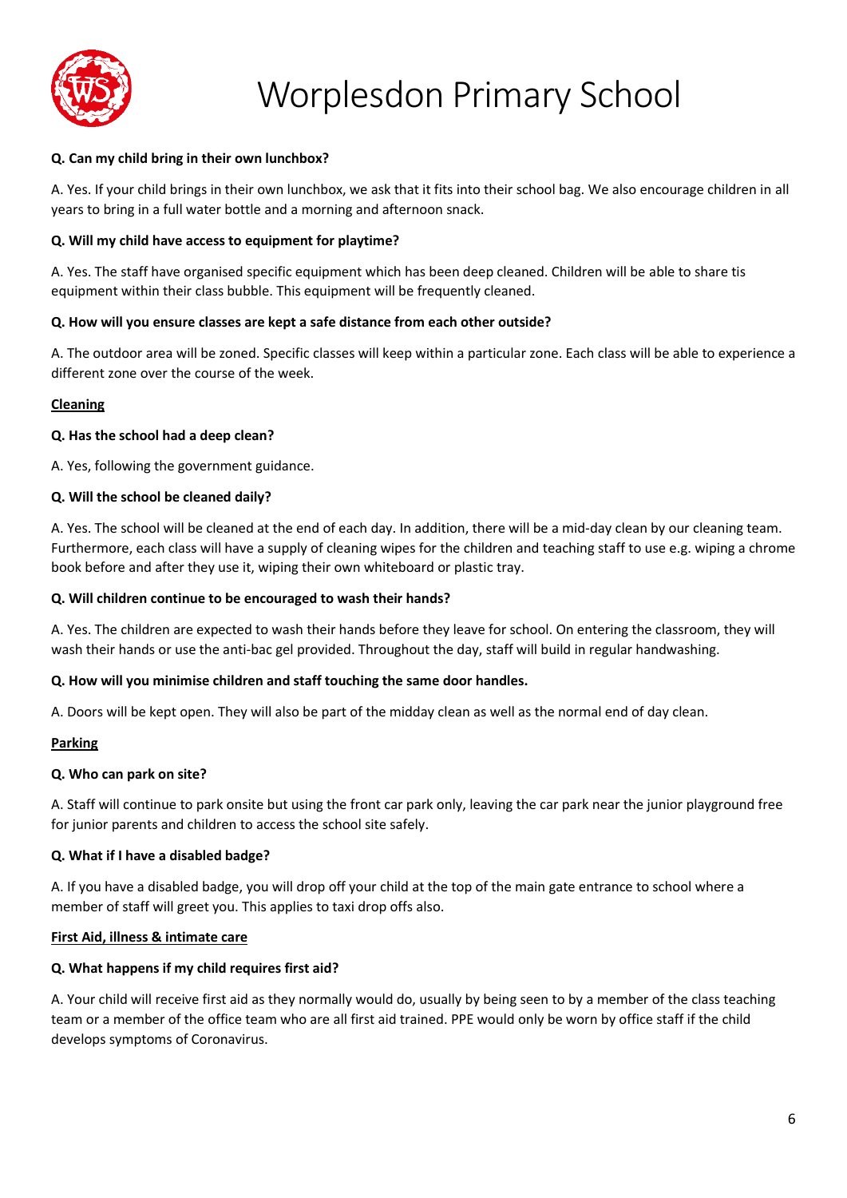**Q. Can my child bring in their own lunchbox?**

A. Yes. If your child brings in their own lunchbox, we ask that it fits into their school bag. We also encourage children in all years to bring in a full water bottle and a morning and afternoon snack.

**Q. Will my child have access to equipment for playtime?**

A. Yes. The staff have organised specific equipment which has been deep cleaned. Children will be able to share tis equipment within their class bubble. This equipment will be frequently cleaned.

**Q. How will you ensure classes are kept a safe distance from each other outside?**

A. The outdoor area will be zoned. Specific classes will keep within a particular zone. Each class will be able to experience a different zone over the course of the week.

**Cleaning**

**Q. Has the school had a deep clean?**

A. Yes, following the government guidance.

**Q. Will the school be cleaned daily?**

A. Yes. The school will be cleaned at the end of each day. In addition, there will be a mid-day clean by our cleaning team. Furthermore, each class will have a supply of cleaning wipes for the children and teaching staff to use e.g. wiping a chrome book before and after they use it, wiping their own whiteboard or plastic tray.

**Q. Will children continue to be encouraged to wash their hands?**

A. Yes. The children are expected to wash their hands before they leave for school. On entering the classroom, they will wash their hands or use the anti-bac gel provided. Throughout the day, staff will build in regular handwashing.

**Q. How will you minimise children and staff touching the same door handles.**

A. Doors will be kept open. They will also be part of the midday clean as well as the normal end of day clean.

**Parking**

**Q. Who can park on site?**

A. Staff will continue to park onsite but using the front car park only, leaving the car park near the junior playground free for junior parents and children to access the school site safely.

**Q. What if I have a disabled badge?**

A. If you have a disabled badge, you will drop off your child at the top of the main gate entrance to school where a member of staff will greet you. This applies to taxi drop offs also.

**First Aid, illness & intimate care**

**Q. What happens if my child requires first aid?**

A. Your child will receive first aid as they normally would do, usually by being seen to by a member of the class teaching team or a member of the office team who are all first aid trained. PPE would only be worn by office staff if the child develops symptoms of Coronavirus.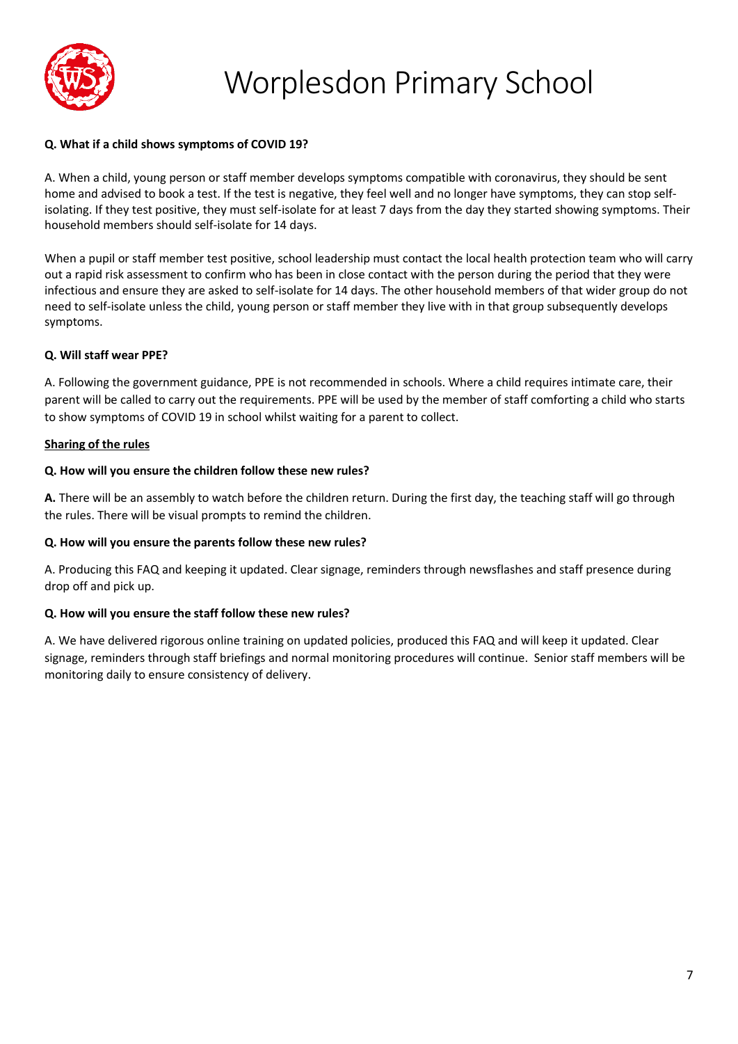**Q. What if a child shows symptoms of COVID 19?**

A. When a child, young person or staff member develops symptoms compatible with coronavirus, they should be sent home and advised to book a test. If the test is negative, they feel well and no longer have symptoms, they can stop self-isolating. If they test positive, they must self-isolate for at least 7 days from the day they started showing symptoms. Their household members should self-isolate for 14 days.

When a pupil or staff member test positive, school leadership must contact the local health protection team who will carry out a rapid risk assessment to confirm who has been in close contact with the person during the period that they were infectious and ensure they are asked to self-isolate for 14 days. The other household members of that wider group do not need to self-isolate unless the child, young person or staff member they live with in that group subsequently develops symptoms.

**Q. Will staff wear PPE?**

A. Following the government guidance, PPE is not recommended in schools. Where a child requires intimate care, their parent will be called to carry out the requirements. PPE will be used by the member of staff comforting a child who starts to show symptoms of COVID 19 in school whilst waiting for a parent to collect.

**Sharing of the rules**

**Q. How will you ensure the children follow these new rules?**

**A.** There will be an assembly to watch before the children return. During the first day, the teaching staff will go through the rules. There will be visual prompts to remind the children.

**Q. How will you ensure the parents follow these new rules?**

A. Producing this FAQ and keeping it updated. Clear signage, reminders through newsflashes and staff presence during drop off and pick up.

**Q. How will you ensure the staff follow these new rules?**

A. We have delivered rigorous online training on updated policies, produced this FAQ and will keep it updated. Clear signage, reminders through staff briefings and normal monitoring procedures will continue. Senior staff members will be monitoring daily to ensure consistency of delivery.